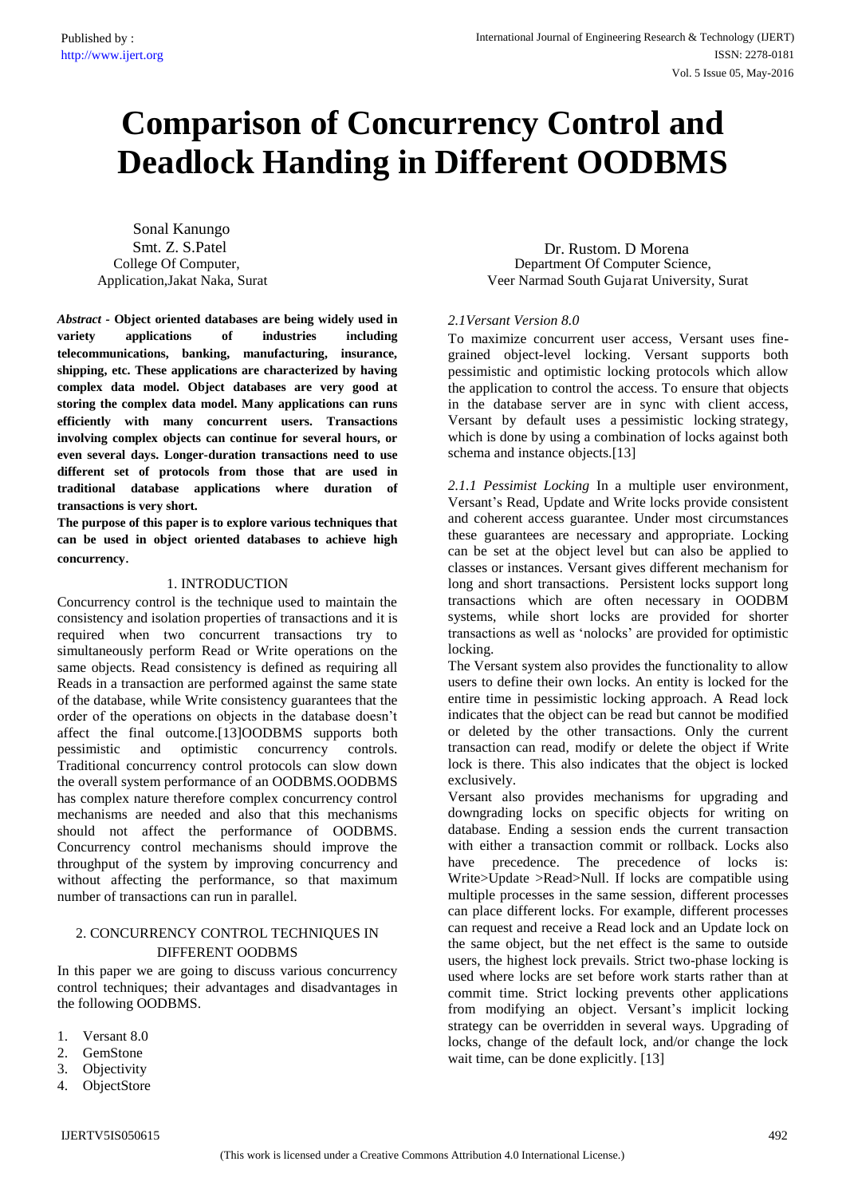# Comparison of Concurrency Control and Deadlock Handing in Different OODBMS

Sonal Kanungo
Smt. Z. S.Patel
College Of Computer,
Application,Jakat Naka, Surat

Dr. Rustom. D Morena
Department Of Computer Science,
Veer Narmad South Gujarat University, Surat

***Abstract*** **- Object oriented databases are being widely used in variety applications of industries including telecommunications, banking, manufacturing, insurance, shipping, etc. These applications are characterized by having complex data model. Object databases are very good at storing the complex data model. Many applications can runs efficiently with many concurrent users. Transactions involving complex objects can continue for several hours, or even several days. Longer-duration transactions need to use different set of protocols from those that are used in traditional database applications where duration of transactions is very short.**

**The purpose of this paper is to explore various techniques that can be used in object oriented databases to achieve high concurrency.**

## 1. INTRODUCTION

Concurrency control is the technique used to maintain the consistency and isolation properties of transactions and it is required when two concurrent transactions try to simultaneously perform Read or Write operations on the same objects. Read consistency is defined as requiring all Reads in a transaction are performed against the same state of the database, while Write consistency guarantees that the order of the operations on objects in the database doesn't affect the final outcome.[13]OODBMS supports both pessimistic and optimistic concurrency controls. Traditional concurrency control protocols can slow down the overall system performance of an OODBMS.OODBMS has complex nature therefore complex concurrency control mechanisms are needed and also that this mechanisms should not affect the performance of OODBMS. Concurrency control mechanisms should improve the throughput of the system by improving concurrency and without affecting the performance, so that maximum number of transactions can run in parallel.

## 2. CONCURRENCY CONTROL TECHNIQUES IN DIFFERENT OODBMS

In this paper we are going to discuss various concurrency control techniques; their advantages and disadvantages in the following OODBMS.

1. Versant 8.0
2. GemStone
3. Objectivity
4. ObjectStore

### *2.1Versant Version 8.0*

To maximize concurrent user access, Versant uses fine-grained object-level locking. Versant supports both pessimistic and optimistic locking protocols which allow the application to control the access. To ensure that objects in the database server are in sync with client access, Versant by default uses a pessimistic locking strategy, which is done by using a combination of locks against both schema and instance objects.[13]

*2.1.1 Pessimist Locking* In a multiple user environment, Versant's Read, Update and Write locks provide consistent and coherent access guarantee. Under most circumstances these guarantees are necessary and appropriate. Locking can be set at the object level but can also be applied to classes or instances. Versant gives different mechanism for long and short transactions. Persistent locks support long transactions which are often necessary in OODBM systems, while short locks are provided for shorter transactions as well as 'nolocks' are provided for optimistic locking.

The Versant system also provides the functionality to allow users to define their own locks. An entity is locked for the entire time in pessimistic locking approach. A Read lock indicates that the object can be read but cannot be modified or deleted by the other transactions. Only the current transaction can read, modify or delete the object if Write lock is there. This also indicates that the object is locked exclusively.

Versant also provides mechanisms for upgrading and downgrading locks on specific objects for writing on database. Ending a session ends the current transaction with either a transaction commit or rollback. Locks also have precedence. The precedence of locks is: Write>Update >Read>Null. If locks are compatible using multiple processes in the same session, different processes can place different locks. For example, different processes can request and receive a Read lock and an Update lock on the same object, but the net effect is the same to outside users, the highest lock prevails. Strict two-phase locking is used where locks are set before work starts rather than at commit time. Strict locking prevents other applications from modifying an object. Versant's implicit locking strategy can be overridden in several ways. Upgrading of locks, change of the default lock, and/or change the lock wait time, can be done explicitly. [13]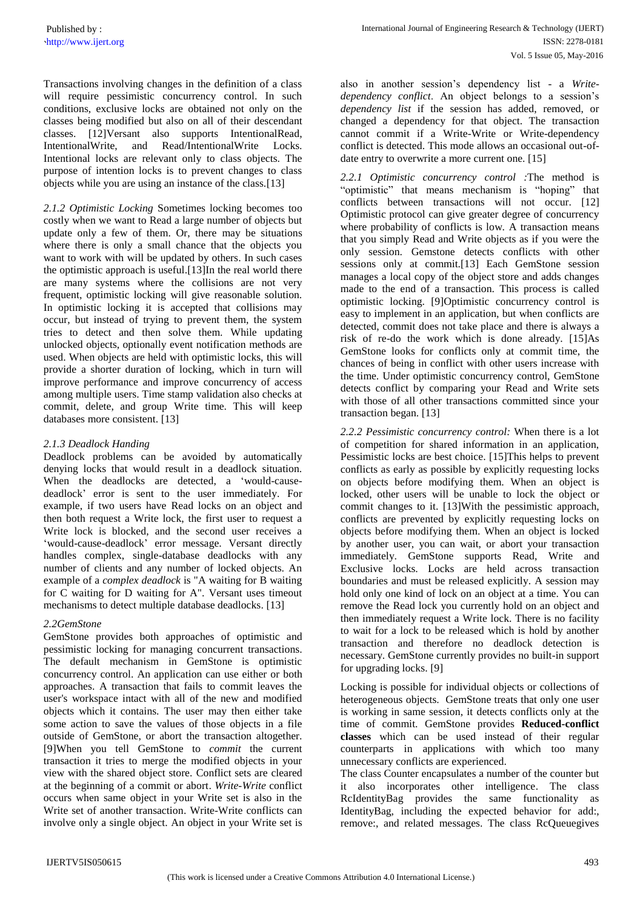Transactions involving changes in the definition of a class will require pessimistic concurrency control. In such conditions, exclusive locks are obtained not only on the classes being modified but also on all of their descendant classes. [12]Versant also supports IntentionalRead, IntentionalWrite, and Read/IntentionalWrite Locks. Intentional locks are relevant only to class objects. The purpose of intention locks is to prevent changes to class objects while you are using an instance of the class.[13]

*2.1.2 Optimistic Locking* Sometimes locking becomes too costly when we want to Read a large number of objects but update only a few of them. Or, there may be situations where there is only a small chance that the objects you want to work with will be updated by others. In such cases the optimistic approach is useful.[13]In the real world there are many systems where the collisions are not very frequent, optimistic locking will give reasonable solution. In optimistic locking it is accepted that collisions may occur, but instead of trying to prevent them, the system tries to detect and then solve them. While updating unlocked objects, optionally event notification methods are used. When objects are held with optimistic locks, this will provide a shorter duration of locking, which in turn will improve performance and improve concurrency of access among multiple users. Time stamp validation also checks at commit, delete, and group Write time. This will keep databases more consistent. [13]

*2.1.3 Deadlock Handing*

Deadlock problems can be avoided by automatically denying locks that would result in a deadlock situation. When the deadlocks are detected, a 'would-cause-deadlock' error is sent to the user immediately. For example, if two users have Read locks on an object and then both request a Write lock, the first user to request a Write lock is blocked, and the second user receives a 'would-cause-deadlock' error message. Versant directly handles complex, single-database deadlocks with any number of clients and any number of locked objects. An example of a *complex deadlock* is "A waiting for B waiting for C waiting for D waiting for A". Versant uses timeout mechanisms to detect multiple database deadlocks. [13]

*2.2GemStone*

GemStone provides both approaches of optimistic and pessimistic locking for managing concurrent transactions. The default mechanism in GemStone is optimistic concurrency control. An application can use either or both approaches. A transaction that fails to commit leaves the user's workspace intact with all of the new and modified objects which it contains. The user may then either take some action to save the values of those objects in a file outside of GemStone, or abort the transaction altogether. [9]When you tell GemStone to *commit* the current transaction it tries to merge the modified objects in your view with the shared object store. Conflict sets are cleared at the beginning of a commit or abort. *Write-Write* conflict occurs when same object in your Write set is also in the Write set of another transaction. Write-Write conflicts can involve only a single object. An object in your Write set is also in another session's dependency list - a *Write-dependency conflict*. An object belongs to a session's *dependency list* if the session has added, removed, or changed a dependency for that object. The transaction cannot commit if a Write-Write or Write-dependency conflict is detected. This mode allows an occasional out-of-date entry to overwrite a more current one. [15]

*2.2.1 Optimistic concurrency control :*The method is "optimistic" that means mechanism is "hoping" that conflicts between transactions will not occur. [12] Optimistic protocol can give greater degree of concurrency where probability of conflicts is low. A transaction means that you simply Read and Write objects as if you were the only session. Gemstone detects conflicts with other sessions only at commit.[13] Each GemStone session manages a local copy of the object store and adds changes made to the end of a transaction. This process is called optimistic locking. [9]Optimistic concurrency control is easy to implement in an application, but when conflicts are detected, commit does not take place and there is always a risk of re-do the work which is done already. [15]As GemStone looks for conflicts only at commit time, the chances of being in conflict with other users increase with the time. Under optimistic concurrency control, GemStone detects conflict by comparing your Read and Write sets with those of all other transactions committed since your transaction began. [13]

*2.2.2 Pessimistic concurrency control:* When there is a lot of competition for shared information in an application, Pessimistic locks are best choice. [15]This helps to prevent conflicts as early as possible by explicitly requesting locks on objects before modifying them. When an object is locked, other users will be unable to lock the object or commit changes to it. [13]With the pessimistic approach, conflicts are prevented by explicitly requesting locks on objects before modifying them. When an object is locked by another user, you can wait, or abort your transaction immediately. GemStone supports Read, Write and Exclusive locks. Locks are held across transaction boundaries and must be released explicitly. A session may hold only one kind of lock on an object at a time. You can remove the Read lock you currently hold on an object and then immediately request a Write lock. There is no facility to wait for a lock to be released which is hold by another transaction and therefore no deadlock detection is necessary. GemStone currently provides no built-in support for upgrading locks. [9]

Locking is possible for individual objects or collections of heterogeneous objects. GemStone treats that only one user is working in same session, it detects conflicts only at the time of commit. GemStone provides **Reduced-conflict classes** which can be used instead of their regular counterparts in applications with which too many unnecessary conflicts are experienced.

The class Counter encapsulates a number of the counter but it also incorporates other intelligence. The class RcIdentityBag provides the same functionality as IdentityBag, including the expected behavior for add:, remove:, and related messages. The class RcQueuegives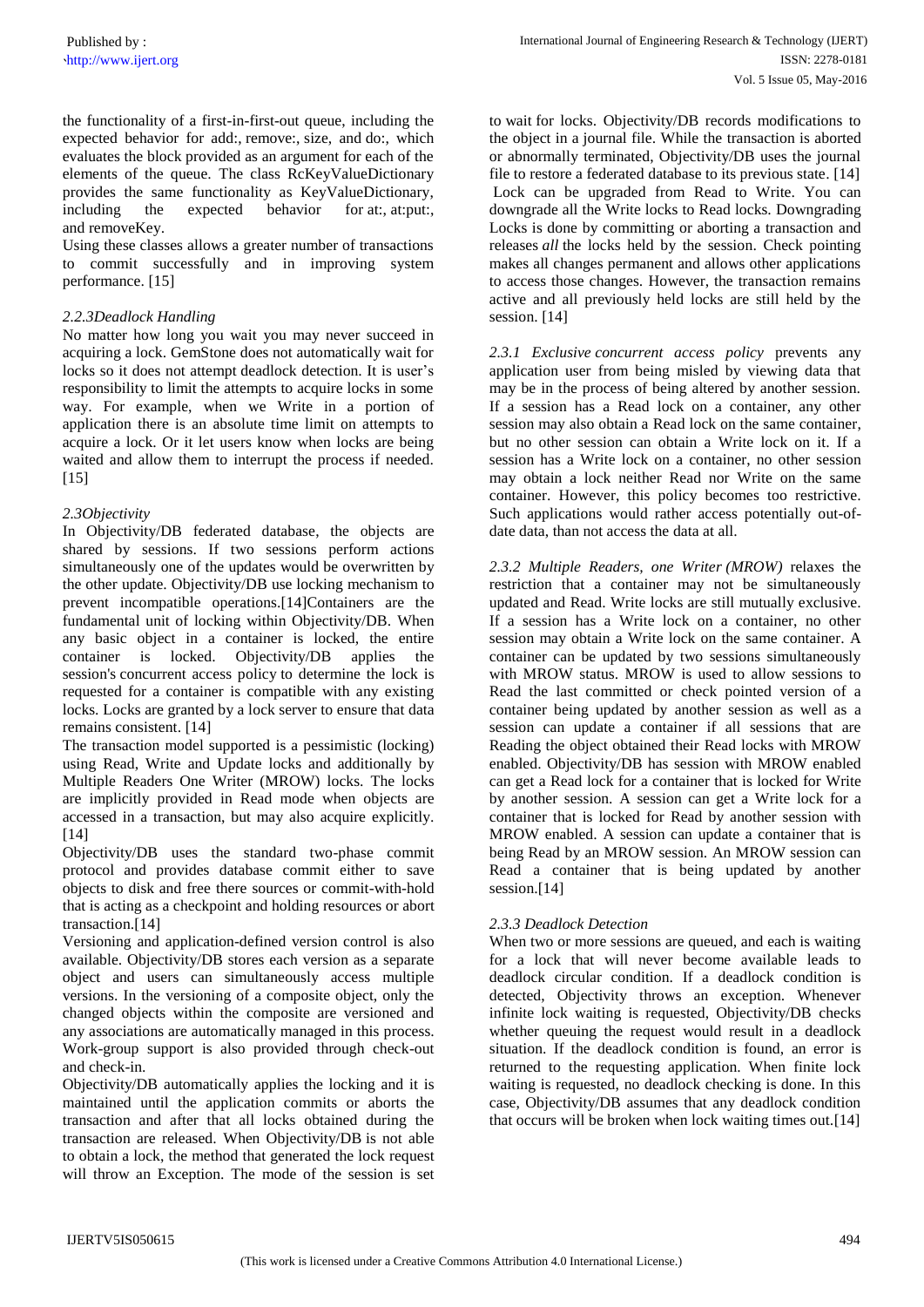the functionality of a first-in-first-out queue, including the expected behavior for add:, remove:, size, and do:, which evaluates the block provided as an argument for each of the elements of the queue. The class RcKeyValueDictionary provides the same functionality as KeyValueDictionary, including the expected behavior for at:, at:put:, and removeKey.

Using these classes allows a greater number of transactions to commit successfully and in improving system performance. [15]

### *2.2.3Deadlock Handling*

No matter how long you wait you may never succeed in acquiring a lock. GemStone does not automatically wait for locks so it does not attempt deadlock detection. It is user's responsibility to limit the attempts to acquire locks in some way. For example, when we Write in a portion of application there is an absolute time limit on attempts to acquire a lock. Or it let users know when locks are being waited and allow them to interrupt the process if needed. [15]

### *2.3Objectivity*

In Objectivity/DB federated database, the objects are shared by sessions. If two sessions perform actions simultaneously one of the updates would be overwritten by the other update. Objectivity/DB use locking mechanism to prevent incompatible operations.[14]Containers are the fundamental unit of locking within Objectivity/DB. When any basic object in a container is locked, the entire container is locked. Objectivity/DB applies the session's concurrent access policy to determine the lock is requested for a container is compatible with any existing locks. Locks are granted by a lock server to ensure that data remains consistent. [14]

The transaction model supported is a pessimistic (locking) using Read, Write and Update locks and additionally by Multiple Readers One Writer (MROW) locks. The locks are implicitly provided in Read mode when objects are accessed in a transaction, but may also acquire explicitly. [14]

Objectivity/DB uses the standard two-phase commit protocol and provides database commit either to save objects to disk and free there sources or commit-with-hold that is acting as a checkpoint and holding resources or abort transaction.[14]

Versioning and application-defined version control is also available. Objectivity/DB stores each version as a separate object and users can simultaneously access multiple versions. In the versioning of a composite object, only the changed objects within the composite are versioned and any associations are automatically managed in this process. Work-group support is also provided through check-out and check-in.

Objectivity/DB automatically applies the locking and it is maintained until the application commits or aborts the transaction and after that all locks obtained during the transaction are released. When Objectivity/DB is not able to obtain a lock, the method that generated the lock request will throw an Exception. The mode of the session is set to wait for locks. Objectivity/DB records modifications to the object in a journal file. While the transaction is aborted or abnormally terminated, Objectivity/DB uses the journal file to restore a federated database to its previous state. [14]

Lock can be upgraded from Read to Write. You can downgrade all the Write locks to Read locks. Downgrading Locks is done by committing or aborting a transaction and releases *all* the locks held by the session. Check pointing makes all changes permanent and allows other applications to access those changes. However, the transaction remains active and all previously held locks are still held by the session. [14]

*2.3.1 Exclusive concurrent access policy* prevents any application user from being misled by viewing data that may be in the process of being altered by another session. If a session has a Read lock on a container, any other session may also obtain a Read lock on the same container, but no other session can obtain a Write lock on it. If a session has a Write lock on a container, no other session may obtain a lock neither Read nor Write on the same container. However, this policy becomes too restrictive. Such applications would rather access potentially out-of-date data, than not access the data at all.

*2.3.2 Multiple Readers, one Writer (MROW)* relaxes the restriction that a container may not be simultaneously updated and Read. Write locks are still mutually exclusive. If a session has a Write lock on a container, no other session may obtain a Write lock on the same container. A container can be updated by two sessions simultaneously with MROW status. MROW is used to allow sessions to Read the last committed or check pointed version of a container being updated by another session as well as a session can update a container if all sessions that are Reading the object obtained their Read locks with MROW enabled. Objectivity/DB has session with MROW enabled can get a Read lock for a container that is locked for Write by another session. A session can get a Write lock for a container that is locked for Read by another session with MROW enabled. A session can update a container that is being Read by an MROW session. An MROW session can Read a container that is being updated by another session.[14]

### *2.3.3 Deadlock Detection*

When two or more sessions are queued, and each is waiting for a lock that will never become available leads to deadlock circular condition. If a deadlock condition is detected, Objectivity throws an exception. Whenever infinite lock waiting is requested, Objectivity/DB checks whether queuing the request would result in a deadlock situation. If the deadlock condition is found, an error is returned to the requesting application. When finite lock waiting is requested, no deadlock checking is done. In this case, Objectivity/DB assumes that any deadlock condition that occurs will be broken when lock waiting times out.[14]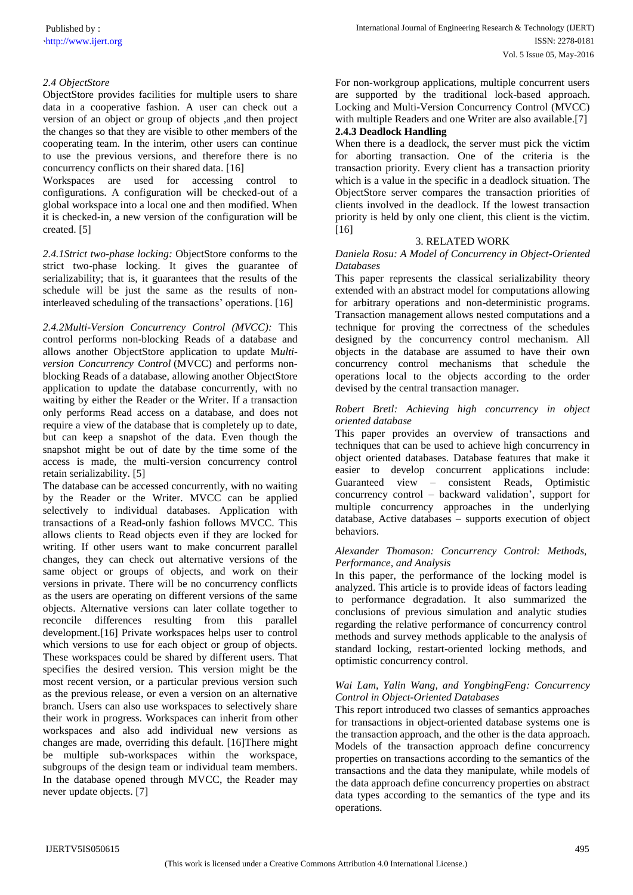### *2.4 ObjectStore*

ObjectStore provides facilities for multiple users to share data in a cooperative fashion. A user can check out a version of an object or group of objects ,and then project the changes so that they are visible to other members of the cooperating team. In the interim, other users can continue to use the previous versions, and therefore there is no concurrency conflicts on their shared data. [16]

Workspaces are used for accessing control to configurations. A configuration will be checked-out of a global workspace into a local one and then modified. When it is checked-in, a new version of the configuration will be created. [5]

*2.4.1Strict two-phase locking:* ObjectStore conforms to the strict two-phase locking. It gives the guarantee of serializability; that is, it guarantees that the results of the schedule will be just the same as the results of non-interleaved scheduling of the transactions' operations. [16]

*2.4.2Multi-Version Concurrency Control (MVCC):* This control performs non-blocking Reads of a database and allows another ObjectStore application to update M*ulti-version Concurrency Control* (MVCC) and performs non-blocking Reads of a database, allowing another ObjectStore application to update the database concurrently, with no waiting by either the Reader or the Writer. If a transaction only performs Read access on a database, and does not require a view of the database that is completely up to date, but can keep a snapshot of the data. Even though the snapshot might be out of date by the time some of the access is made, the multi-version concurrency control retain serializability. [5]

The database can be accessed concurrently, with no waiting by the Reader or the Writer. MVCC can be applied selectively to individual databases. Application with transactions of a Read-only fashion follows MVCC. This allows clients to Read objects even if they are locked for writing. If other users want to make concurrent parallel changes, they can check out alternative versions of the same object or groups of objects, and work on their versions in private. There will be no concurrency conflicts as the users are operating on different versions of the same objects. Alternative versions can later collate together to reconcile differences resulting from this parallel development.[16] Private workspaces helps user to control which versions to use for each object or group of objects. These workspaces could be shared by different users. That specifies the desired version. This version might be the most recent version, or a particular previous version such as the previous release, or even a version on an alternative branch. Users can also use workspaces to selectively share their work in progress. Workspaces can inherit from other workspaces and also add individual new versions as changes are made, overriding this default. [16]There might be multiple sub-workspaces within the workspace, subgroups of the design team or individual team members. In the database opened through MVCC, the Reader may never update objects. [7]

For non-workgroup applications, multiple concurrent users are supported by the traditional lock-based approach. Locking and Multi-Version Concurrency Control (MVCC) with multiple Readers and one Writer are also available.[7]

**2.4.3 Deadlock Handling**

When there is a deadlock, the server must pick the victim for aborting transaction. One of the criteria is the transaction priority. Every client has a transaction priority which is a value in the specific in a deadlock situation. The ObjectStore server compares the transaction priorities of clients involved in the deadlock. If the lowest transaction priority is held by only one client, this client is the victim. [16]

## 3. RELATED WORK

*Daniela Rosu: A Model of Concurrency in Object-Oriented Databases*

This paper represents the classical serializability theory extended with an abstract model for computations allowing for arbitrary operations and non-deterministic programs. Transaction management allows nested computations and a technique for proving the correctness of the schedules designed by the concurrency control mechanism. All objects in the database are assumed to have their own concurrency control mechanisms that schedule the operations local to the objects according to the order devised by the central transaction manager.

*Robert Bretl: Achieving high concurrency in object oriented database*

This paper provides an overview of transactions and techniques that can be used to achieve high concurrency in object oriented databases. Database features that make it easier to develop concurrent applications include: Guaranteed view – consistent Reads, Optimistic concurrency control – backward validation', support for multiple concurrency approaches in the underlying database, Active databases – supports execution of object behaviors.

*Alexander Thomason: Concurrency Control: Methods, Performance, and Analysis*

In this paper, the performance of the locking model is analyzed. This article is to provide ideas of factors leading to performance degradation. It also summarized the conclusions of previous simulation and analytic studies regarding the relative performance of concurrency control methods and survey methods applicable to the analysis of standard locking, restart-oriented locking methods, and optimistic concurrency control.

*Wai Lam, Yalin Wang, and YongbingFeng: Concurrency Control in Object-Oriented Databases*

This report introduced two classes of semantics approaches for transactions in object-oriented database systems one is the transaction approach, and the other is the data approach. Models of the transaction approach define concurrency properties on transactions according to the semantics of the transactions and the data they manipulate, while models of the data approach define concurrency properties on abstract data types according to the semantics of the type and its operations.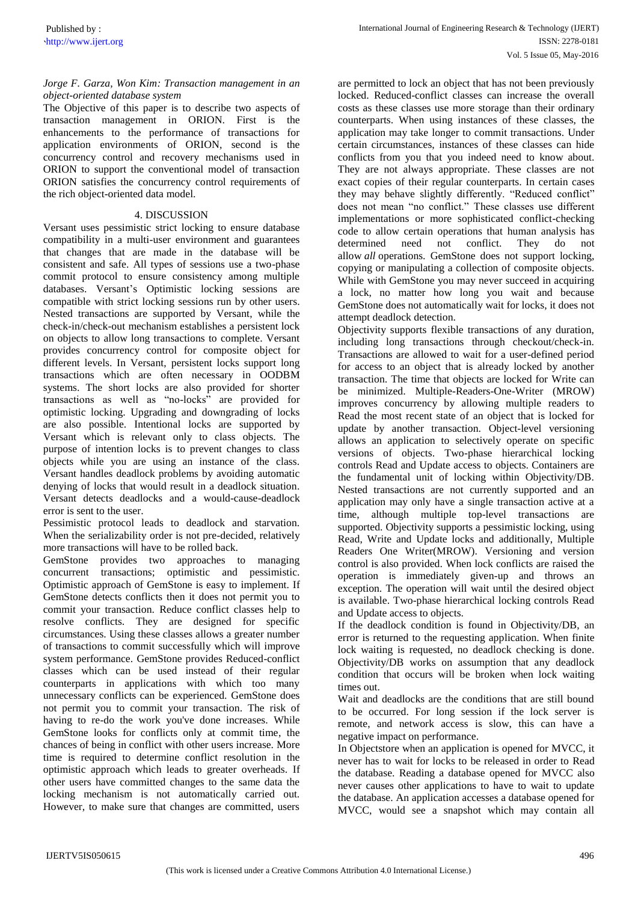*Jorge F. Garza, Won Kim: Transaction management in an object-oriented database system*

The Objective of this paper is to describe two aspects of transaction management in ORION. First is the enhancements to the performance of transactions for application environments of ORION, second is the concurrency control and recovery mechanisms used in ORION to support the conventional model of transaction ORION satisfies the concurrency control requirements of the rich object-oriented data model.

## 4. DISCUSSION

Versant uses pessimistic strict locking to ensure database compatibility in a multi-user environment and guarantees that changes that are made in the database will be consistent and safe. All types of sessions use a two-phase commit protocol to ensure consistency among multiple databases. Versant's Optimistic locking sessions are compatible with strict locking sessions run by other users. Nested transactions are supported by Versant, while the check-in/check-out mechanism establishes a persistent lock on objects to allow long transactions to complete. Versant provides concurrency control for composite object for different levels. In Versant, persistent locks support long transactions which are often necessary in OODBM systems. The short locks are also provided for shorter transactions as well as "no-locks" are provided for optimistic locking. Upgrading and downgrading of locks are also possible. Intentional locks are supported by Versant which is relevant only to class objects. The purpose of intention locks is to prevent changes to class objects while you are using an instance of the class. Versant handles deadlock problems by avoiding automatic denying of locks that would result in a deadlock situation. Versant detects deadlocks and a would-cause-deadlock error is sent to the user.

Pessimistic protocol leads to deadlock and starvation. When the serializability order is not pre-decided, relatively more transactions will have to be rolled back.

GemStone provides two approaches to managing concurrent transactions; optimistic and pessimistic. Optimistic approach of GemStone is easy to implement. If GemStone detects conflicts then it does not permit you to commit your transaction. Reduce conflict classes help to resolve conflicts. They are designed for specific circumstances. Using these classes allows a greater number of transactions to commit successfully which will improve system performance. GemStone provides Reduced-conflict classes which can be used instead of their regular counterparts in applications with which too many unnecessary conflicts can be experienced. GemStone does not permit you to commit your transaction. The risk of having to re-do the work you've done increases. While GemStone looks for conflicts only at commit time, the chances of being in conflict with other users increase. More time is required to determine conflict resolution in the optimistic approach which leads to greater overheads. If other users have committed changes to the same data the locking mechanism is not automatically carried out. However, to make sure that changes are committed, users are permitted to lock an object that has not been previously locked. Reduced-conflict classes can increase the overall costs as these classes use more storage than their ordinary counterparts. When using instances of these classes, the application may take longer to commit transactions. Under certain circumstances, instances of these classes can hide conflicts from you that you indeed need to know about. They are not always appropriate. These classes are not exact copies of their regular counterparts. In certain cases they may behave slightly differently. "Reduced conflict" does not mean "no conflict." These classes use different implementations or more sophisticated conflict-checking code to allow certain operations that human analysis has determined need not conflict. They do not allow *all* operations. GemStone does not support locking, copying or manipulating a collection of composite objects. While with GemStone you may never succeed in acquiring a lock, no matter how long you wait and because GemStone does not automatically wait for locks, it does not attempt deadlock detection.

Objectivity supports flexible transactions of any duration, including long transactions through checkout/check-in. Transactions are allowed to wait for a user-defined period for access to an object that is already locked by another transaction. The time that objects are locked for Write can be minimized. Multiple-Readers-One-Writer (MROW) improves concurrency by allowing multiple readers to Read the most recent state of an object that is locked for update by another transaction. Object-level versioning allows an application to selectively operate on specific versions of objects. Two-phase hierarchical locking controls Read and Update access to objects. Containers are the fundamental unit of locking within Objectivity/DB. Nested transactions are not currently supported and an application may only have a single transaction active at a time, although multiple top-level transactions are supported. Objectivity supports a pessimistic locking, using Read, Write and Update locks and additionally, Multiple Readers One Writer(MROW). Versioning and version control is also provided. When lock conflicts are raised the operation is immediately given-up and throws an exception. The operation will wait until the desired object is available. Two-phase hierarchical locking controls Read and Update access to objects.

If the deadlock condition is found in Objectivity/DB, an error is returned to the requesting application. When finite lock waiting is requested, no deadlock checking is done. Objectivity/DB works on assumption that any deadlock condition that occurs will be broken when lock waiting times out.

Wait and deadlocks are the conditions that are still bound to be occurred. For long session if the lock server is remote, and network access is slow, this can have a negative impact on performance.

In Objectstore when an application is opened for MVCC, it never has to wait for locks to be released in order to Read the database. Reading a database opened for MVCC also never causes other applications to have to wait to update the database. An application accesses a database opened for MVCC, would see a snapshot which may contain all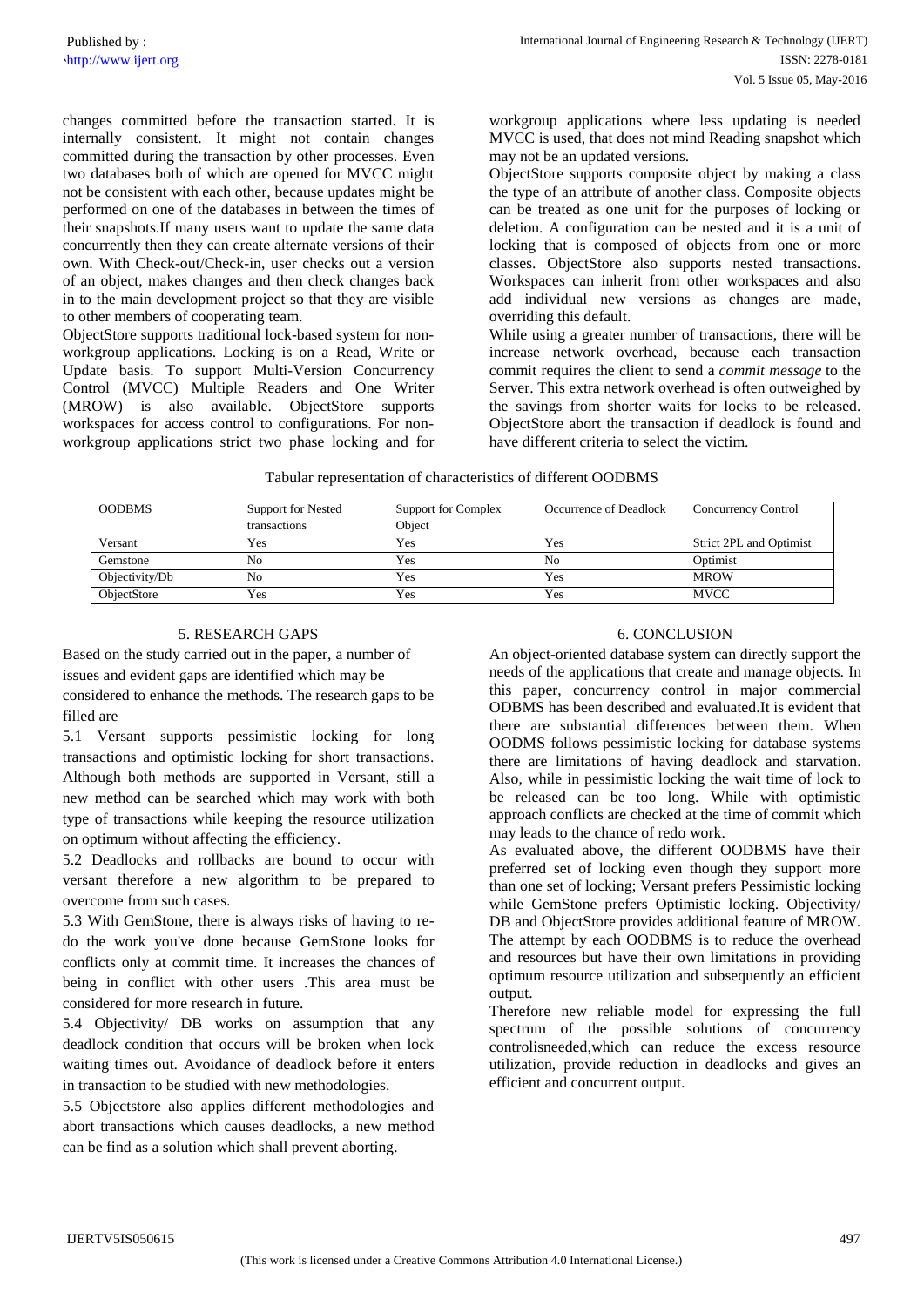changes committed before the transaction started. It is internally consistent. It might not contain changes committed during the transaction by other processes. Even two databases both of which are opened for MVCC might not be consistent with each other, because updates might be performed on one of the databases in between the times of their snapshots.If many users want to update the same data concurrently then they can create alternate versions of their own. With Check-out/Check-in, user checks out a version of an object, makes changes and then check changes back in to the main development project so that they are visible to other members of cooperating team.

ObjectStore supports traditional lock-based system for non-workgroup applications. Locking is on a Read, Write or Update basis. To support Multi-Version Concurrency Control (MVCC) Multiple Readers and One Writer (MROW) is also available. ObjectStore supports workspaces for access control to configurations. For non-workgroup applications strict two phase locking and for workgroup applications where less updating is needed MVCC is used, that does not mind Reading snapshot which may not be an updated versions.

ObjectStore supports composite object by making a class the type of an attribute of another class. Composite objects can be treated as one unit for the purposes of locking or deletion. A configuration can be nested and it is a unit of locking that is composed of objects from one or more classes. ObjectStore also supports nested transactions. Workspaces can inherit from other workspaces and also add individual new versions as changes are made, overriding this default.

While using a greater number of transactions, there will be increase network overhead, because each transaction commit requires the client to send a *commit message* to the Server. This extra network overhead is often outweighed by the savings from shorter waits for locks to be released. ObjectStore abort the transaction if deadlock is found and have different criteria to select the victim.

Tabular representation of characteristics of different OODBMS

| OODBMS | Support for Nested transactions | Support for Complex Object | Occurrence of Deadlock | Concurrency Control |
|---|---|---|---|---|
| Versant | Yes | Yes | Yes | Strict 2PL and Optimist |
| Gemstone | No | Yes | No | Optimist |
| Objectivity/Db | No | Yes | Yes | MROW |
| ObjectStore | Yes | Yes | Yes | MVCC |

## 5. RESEARCH GAPS

Based on the study carried out in the paper, a number of issues and evident gaps are identified which may be considered to enhance the methods. The research gaps to be filled are

5.1 Versant supports pessimistic locking for long transactions and optimistic locking for short transactions. Although both methods are supported in Versant, still a new method can be searched which may work with both type of transactions while keeping the resource utilization on optimum without affecting the efficiency.

5.2 Deadlocks and rollbacks are bound to occur with versant therefore a new algorithm to be prepared to overcome from such cases.

5.3 With GemStone, there is always risks of having to re-do the work you've done because GemStone looks for conflicts only at commit time. It increases the chances of being in conflict with other users .This area must be considered for more research in future.

5.4 Objectivity/ DB works on assumption that any deadlock condition that occurs will be broken when lock waiting times out. Avoidance of deadlock before it enters in transaction to be studied with new methodologies.

5.5 Objectstore also applies different methodologies and abort transactions which causes deadlocks, a new method can be find as a solution which shall prevent aborting.

## 6. CONCLUSION

An object-oriented database system can directly support the needs of the applications that create and manage objects. In this paper, concurrency control in major commercial ODBMS has been described and evaluated.It is evident that there are substantial differences between them. When OODMS follows pessimistic locking for database systems there are limitations of having deadlock and starvation. Also, while in pessimistic locking the wait time of lock to be released can be too long. While with optimistic approach conflicts are checked at the time of commit which may leads to the chance of redo work.

As evaluated above, the different OODBMS have their preferred set of locking even though they support more than one set of locking; Versant prefers Pessimistic locking while GemStone prefers Optimistic locking. Objectivity/ DB and ObjectStore provides additional feature of MROW. The attempt by each OODBMS is to reduce the overhead and resources but have their own limitations in providing optimum resource utilization and subsequently an efficient output.

Therefore new reliable model for expressing the full spectrum of the possible solutions of concurrency controlisneeded,which can reduce the excess resource utilization, provide reduction in deadlocks and gives an efficient and concurrent output.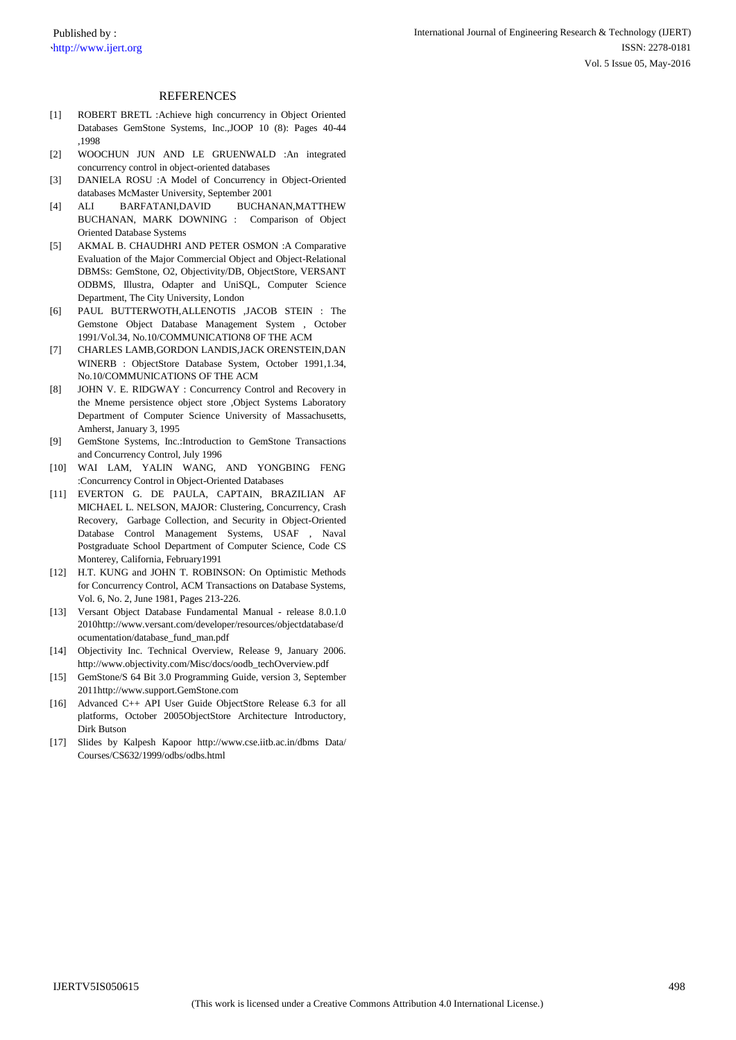## REFERENCES

[1] ROBERT BRETL :Achieve high concurrency in Object Oriented Databases GemStone Systems, Inc.,JOOP 10 (8): Pages 40-44 ,1998

[2] WOOCHUN JUN AND LE GRUENWALD :An integrated concurrency control in object-oriented databases

[3] DANIELA ROSU :A Model of Concurrency in Object-Oriented databases McMaster University, September 2001

[4] ALI BARFATANI,DAVID BUCHANAN,MATTHEW BUCHANAN, MARK DOWNING : Comparison of Object Oriented Database Systems

[5] AKMAL B. CHAUDHRI AND PETER OSMON :A Comparative Evaluation of the Major Commercial Object and Object-Relational DBMSs: GemStone, O2, Objectivity/DB, ObjectStore, VERSANT ODBMS, Illustra, Odapter and UniSQL, Computer Science Department, The City University, London

[6] PAUL BUTTERWOTH,ALLENOTIS ,JACOB STEIN : The Gemstone Object Database Management System , October 1991/Vol.34, No.10/COMMUNICATION8 OF THE ACM

[7] CHARLES LAMB,GORDON LANDIS,JACK ORENSTEIN,DAN WINERB : ObjectStore Database System, October 1991,1.34, No.10/COMMUNICATIONS OF THE ACM

[8] JOHN V. E. RIDGWAY : Concurrency Control and Recovery in the Mneme persistence object store ,Object Systems Laboratory Department of Computer Science University of Massachusetts, Amherst, January 3, 1995

[9] GemStone Systems, Inc.:Introduction to GemStone Transactions and Concurrency Control, July 1996

[10] WAI LAM, YALIN WANG, AND YONGBING FENG :Concurrency Control in Object-Oriented Databases

[11] EVERTON G. DE PAULA, CAPTAIN, BRAZILIAN AF MICHAEL L. NELSON, MAJOR: Clustering, Concurrency, Crash Recovery, Garbage Collection, and Security in Object-Oriented Database Control Management Systems, USAF , Naval Postgraduate School Department of Computer Science, Code CS Monterey, California, February1991

[12] H.T. KUNG and JOHN T. ROBINSON: On Optimistic Methods for Concurrency Control, ACM Transactions on Database Systems, Vol. 6, No. 2, June 1981, Pages 213-226.

[13] Versant Object Database Fundamental Manual - release 8.0.1.0 2010http://www.versant.com/developer/resources/objectdatabase/documentation/database_fund_man.pdf

[14] Objectivity Inc. Technical Overview, Release 9, January 2006. http://www.objectivity.com/Misc/docs/oodb_techOverview.pdf

[15] GemStone/S 64 Bit 3.0 Programming Guide, version 3, September 2011http://www.support.GemStone.com

[16] Advanced C++ API User Guide ObjectStore Release 6.3 for all platforms, October 2005ObjectStore Architecture Introductory, Dirk Butson

[17] Slides by Kalpesh Kapoor http://www.cse.iitb.ac.in/dbms Data/Courses/CS632/1999/odbs/odbs.html